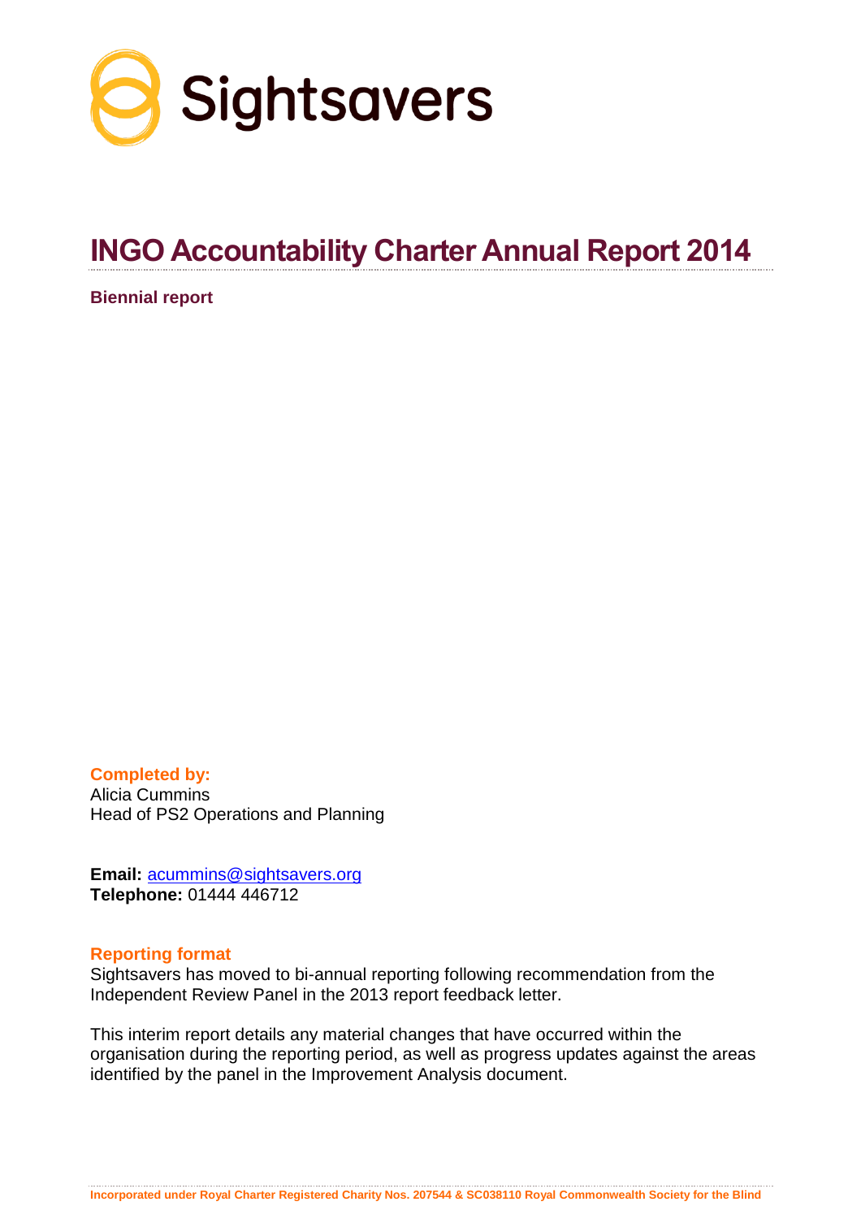Sightsavers

# INGO Accountability Charter Annual Report 2014

**Biennial report**

**Completed by:**
Alicia Cummins
Head of PS2 Operations and Planning

**Email:** acummins@sightsavers.org
**Telephone:** 01444 446712

**Reporting format**

Sightsavers has moved to bi-annual reporting following recommendation from the Independent Review Panel in the 2013 report feedback letter.

This interim report details any material changes that have occurred within the organisation during the reporting period, as well as progress updates against the areas identified by the panel in the Improvement Analysis document.

Incorporated under Royal Charter Registered Charity Nos. 207544 & SC038110 Royal Commonwealth Society for the Blind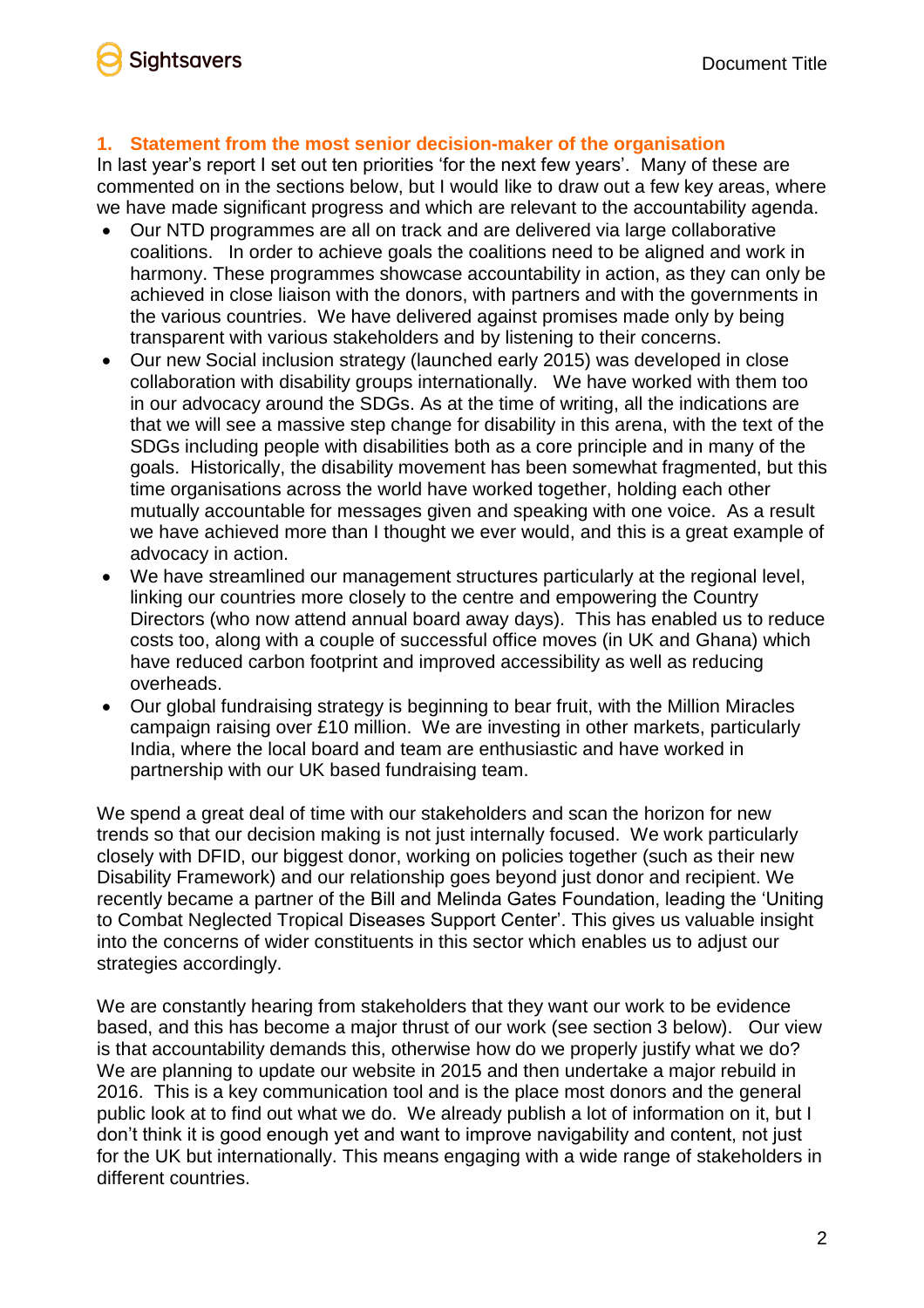## 1. Statement from the most senior decision-maker of the organisation

In last year's report I set out ten priorities 'for the next few years'. Many of these are commented on in the sections below, but I would like to draw out a few key areas, where we have made significant progress and which are relevant to the accountability agenda.

- Our NTD programmes are all on track and are delivered via large collaborative coalitions. In order to achieve goals the coalitions need to be aligned and work in harmony. These programmes showcase accountability in action, as they can only be achieved in close liaison with the donors, with partners and with the governments in the various countries. We have delivered against promises made only by being transparent with various stakeholders and by listening to their concerns.
- Our new Social inclusion strategy (launched early 2015) was developed in close collaboration with disability groups internationally. We have worked with them too in our advocacy around the SDGs. As at the time of writing, all the indications are that we will see a massive step change for disability in this arena, with the text of the SDGs including people with disabilities both as a core principle and in many of the goals. Historically, the disability movement has been somewhat fragmented, but this time organisations across the world have worked together, holding each other mutually accountable for messages given and speaking with one voice. As a result we have achieved more than I thought we ever would, and this is a great example of advocacy in action.
- We have streamlined our management structures particularly at the regional level, linking our countries more closely to the centre and empowering the Country Directors (who now attend annual board away days). This has enabled us to reduce costs too, along with a couple of successful office moves (in UK and Ghana) which have reduced carbon footprint and improved accessibility as well as reducing overheads.
- Our global fundraising strategy is beginning to bear fruit, with the Million Miracles campaign raising over £10 million. We are investing in other markets, particularly India, where the local board and team are enthusiastic and have worked in partnership with our UK based fundraising team.

We spend a great deal of time with our stakeholders and scan the horizon for new trends so that our decision making is not just internally focused. We work particularly closely with DFID, our biggest donor, working on policies together (such as their new Disability Framework) and our relationship goes beyond just donor and recipient. We recently became a partner of the Bill and Melinda Gates Foundation, leading the 'Uniting to Combat Neglected Tropical Diseases Support Center'. This gives us valuable insight into the concerns of wider constituents in this sector which enables us to adjust our strategies accordingly.

We are constantly hearing from stakeholders that they want our work to be evidence based, and this has become a major thrust of our work (see section 3 below). Our view is that accountability demands this, otherwise how do we properly justify what we do? We are planning to update our website in 2015 and then undertake a major rebuild in 2016. This is a key communication tool and is the place most donors and the general public look at to find out what we do. We already publish a lot of information on it, but I don't think it is good enough yet and want to improve navigability and content, not just for the UK but internationally. This means engaging with a wide range of stakeholders in different countries.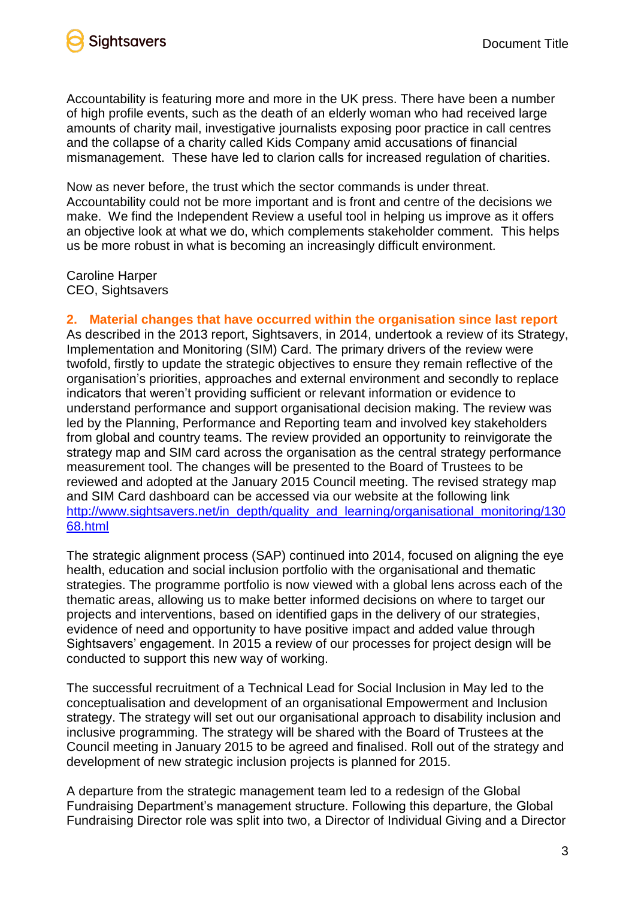Accountability is featuring more and more in the UK press. There have been a number of high profile events, such as the death of an elderly woman who had received large amounts of charity mail, investigative journalists exposing poor practice in call centres and the collapse of a charity called Kids Company amid accusations of financial mismanagement. These have led to clarion calls for increased regulation of charities.

Now as never before, the trust which the sector commands is under threat. Accountability could not be more important and is front and centre of the decisions we make. We find the Independent Review a useful tool in helping us improve as it offers an objective look at what we do, which complements stakeholder comment. This helps us be more robust in what is becoming an increasingly difficult environment.

Caroline Harper
CEO, Sightsavers

## 2. Material changes that have occurred within the organisation since last report

As described in the 2013 report, Sightsavers, in 2014, undertook a review of its Strategy, Implementation and Monitoring (SIM) Card. The primary drivers of the review were twofold, firstly to update the strategic objectives to ensure they remain reflective of the organisation's priorities, approaches and external environment and secondly to replace indicators that weren't providing sufficient or relevant information or evidence to understand performance and support organisational decision making. The review was led by the Planning, Performance and Reporting team and involved key stakeholders from global and country teams. The review provided an opportunity to reinvigorate the strategy map and SIM card across the organisation as the central strategy performance measurement tool. The changes will be presented to the Board of Trustees to be reviewed and adopted at the January 2015 Council meeting. The revised strategy map and SIM Card dashboard can be accessed via our website at the following link [http://www.sightsavers.net/in_depth/quality_and_learning/organisational_monitoring/13068.html](http://www.sightsavers.net/in_depth/quality_and_learning/organisational_monitoring/13068.html)

The strategic alignment process (SAP) continued into 2014, focused on aligning the eye health, education and social inclusion portfolio with the organisational and thematic strategies. The programme portfolio is now viewed with a global lens across each of the thematic areas, allowing us to make better informed decisions on where to target our projects and interventions, based on identified gaps in the delivery of our strategies, evidence of need and opportunity to have positive impact and added value through Sightsavers' engagement. In 2015 a review of our processes for project design will be conducted to support this new way of working.

The successful recruitment of a Technical Lead for Social Inclusion in May led to the conceptualisation and development of an organisational Empowerment and Inclusion strategy. The strategy will set out our organisational approach to disability inclusion and inclusive programming. The strategy will be shared with the Board of Trustees at the Council meeting in January 2015 to be agreed and finalised. Roll out of the strategy and development of new strategic inclusion projects is planned for 2015.

A departure from the strategic management team led to a redesign of the Global Fundraising Department's management structure. Following this departure, the Global Fundraising Director role was split into two, a Director of Individual Giving and a Director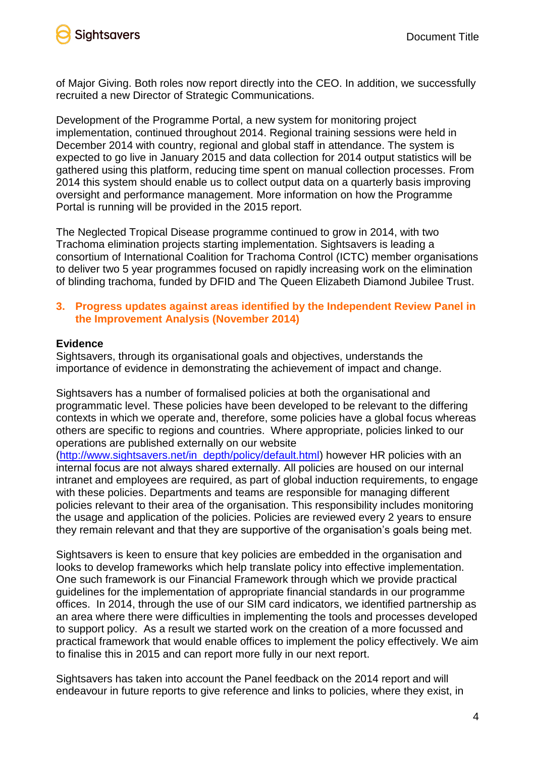of Major Giving. Both roles now report directly into the CEO. In addition, we successfully recruited a new Director of Strategic Communications.

Development of the Programme Portal, a new system for monitoring project implementation, continued throughout 2014. Regional training sessions were held in December 2014 with country, regional and global staff in attendance. The system is expected to go live in January 2015 and data collection for 2014 output statistics will be gathered using this platform, reducing time spent on manual collection processes. From 2014 this system should enable us to collect output data on a quarterly basis improving oversight and performance management. More information on how the Programme Portal is running will be provided in the 2015 report.

The Neglected Tropical Disease programme continued to grow in 2014, with two Trachoma elimination projects starting implementation. Sightsavers is leading a consortium of International Coalition for Trachoma Control (ICTC) member organisations to deliver two 5 year programmes focused on rapidly increasing work on the elimination of blinding trachoma, funded by DFID and The Queen Elizabeth Diamond Jubilee Trust.

## 3. Progress updates against areas identified by the Independent Review Panel in the Improvement Analysis (November 2014)

**Evidence**

Sightsavers, through its organisational goals and objectives, understands the importance of evidence in demonstrating the achievement of impact and change.

Sightsavers has a number of formalised policies at both the organisational and programmatic level. These policies have been developed to be relevant to the differing contexts in which we operate and, therefore, some policies have a global focus whereas others are specific to regions and countries. Where appropriate, policies linked to our operations are published externally on our website (http://www.sightsavers.net/in_depth/policy/default.html) however HR policies with an internal focus are not always shared externally. All policies are housed on our internal intranet and employees are required, as part of global induction requirements, to engage with these policies. Departments and teams are responsible for managing different policies relevant to their area of the organisation. This responsibility includes monitoring the usage and application of the policies. Policies are reviewed every 2 years to ensure they remain relevant and that they are supportive of the organisation's goals being met.

Sightsavers is keen to ensure that key policies are embedded in the organisation and looks to develop frameworks which help translate policy into effective implementation. One such framework is our Financial Framework through which we provide practical guidelines for the implementation of appropriate financial standards in our programme offices. In 2014, through the use of our SIM card indicators, we identified partnership as an area where there were difficulties in implementing the tools and processes developed to support policy. As a result we started work on the creation of a more focussed and practical framework that would enable offices to implement the policy effectively. We aim to finalise this in 2015 and can report more fully in our next report.

Sightsavers has taken into account the Panel feedback on the 2014 report and will endeavour in future reports to give reference and links to policies, where they exist, in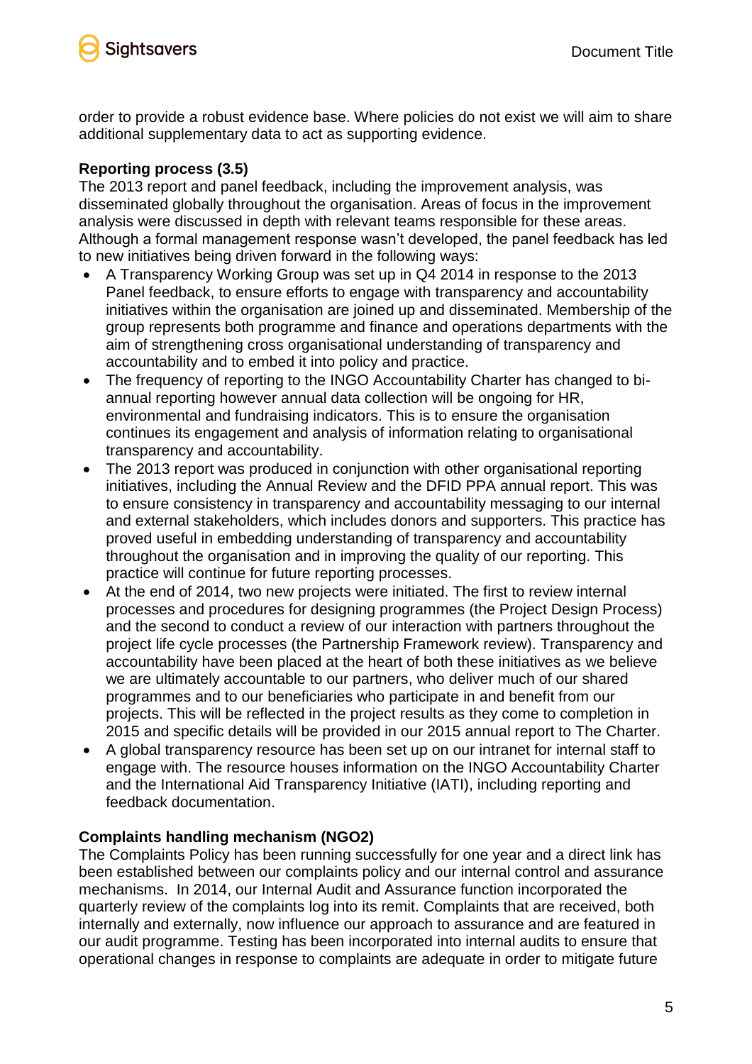order to provide a robust evidence base. Where policies do not exist we will aim to share additional supplementary data to act as supporting evidence.

**Reporting process (3.5)**

The 2013 report and panel feedback, including the improvement analysis, was disseminated globally throughout the organisation. Areas of focus in the improvement analysis were discussed in depth with relevant teams responsible for these areas. Although a formal management response wasn't developed, the panel feedback has led to new initiatives being driven forward in the following ways:

- A Transparency Working Group was set up in Q4 2014 in response to the 2013 Panel feedback, to ensure efforts to engage with transparency and accountability initiatives within the organisation are joined up and disseminated. Membership of the group represents both programme and finance and operations departments with the aim of strengthening cross organisational understanding of transparency and accountability and to embed it into policy and practice.
- The frequency of reporting to the INGO Accountability Charter has changed to bi-annual reporting however annual data collection will be ongoing for HR, environmental and fundraising indicators. This is to ensure the organisation continues its engagement and analysis of information relating to organisational transparency and accountability.
- The 2013 report was produced in conjunction with other organisational reporting initiatives, including the Annual Review and the DFID PPA annual report. This was to ensure consistency in transparency and accountability messaging to our internal and external stakeholders, which includes donors and supporters. This practice has proved useful in embedding understanding of transparency and accountability throughout the organisation and in improving the quality of our reporting. This practice will continue for future reporting processes.
- At the end of 2014, two new projects were initiated. The first to review internal processes and procedures for designing programmes (the Project Design Process) and the second to conduct a review of our interaction with partners throughout the project life cycle processes (the Partnership Framework review). Transparency and accountability have been placed at the heart of both these initiatives as we believe we are ultimately accountable to our partners, who deliver much of our shared programmes and to our beneficiaries who participate in and benefit from our projects. This will be reflected in the project results as they come to completion in 2015 and specific details will be provided in our 2015 annual report to The Charter.
- A global transparency resource has been set up on our intranet for internal staff to engage with. The resource houses information on the INGO Accountability Charter and the International Aid Transparency Initiative (IATI), including reporting and feedback documentation.

**Complaints handling mechanism (NGO2)**

The Complaints Policy has been running successfully for one year and a direct link has been established between our complaints policy and our internal control and assurance mechanisms. In 2014, our Internal Audit and Assurance function incorporated the quarterly review of the complaints log into its remit. Complaints that are received, both internally and externally, now influence our approach to assurance and are featured in our audit programme. Testing has been incorporated into internal audits to ensure that operational changes in response to complaints are adequate in order to mitigate future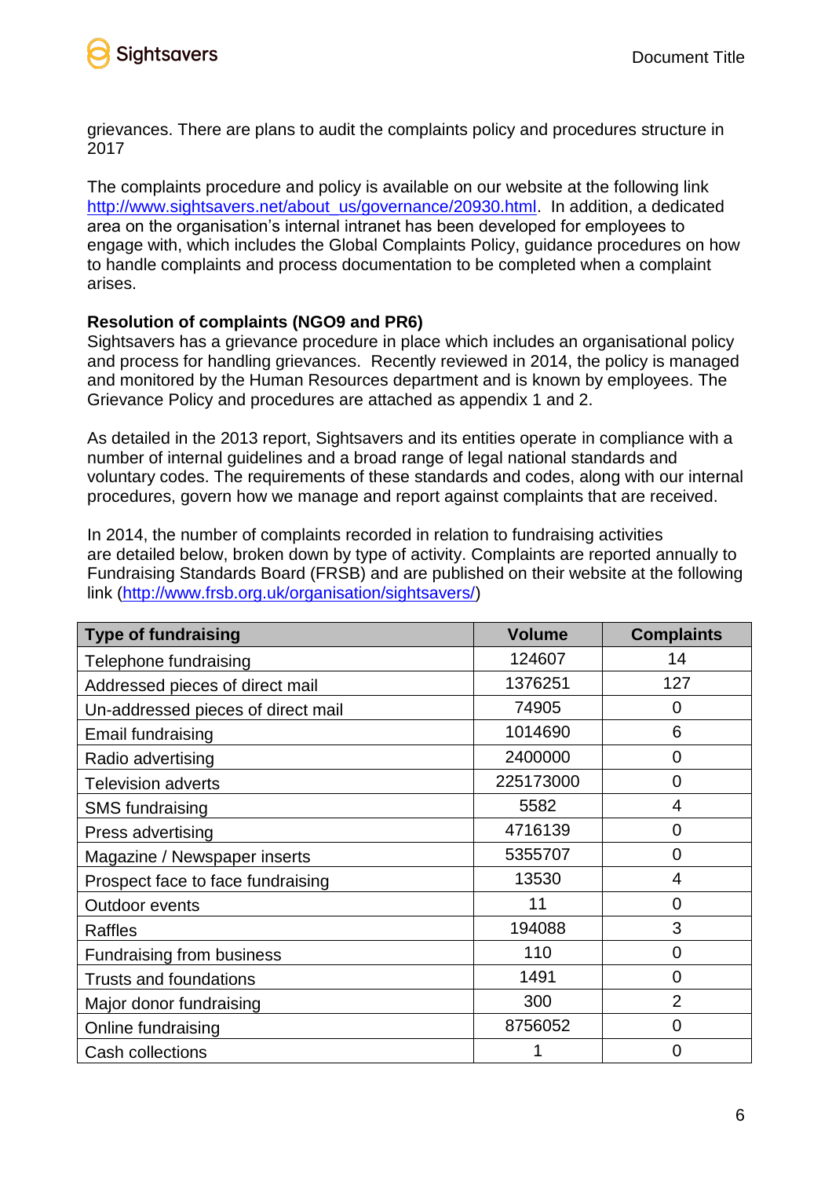grievances. There are plans to audit the complaints policy and procedures structure in 2017

The complaints procedure and policy is available on our website at the following link http://www.sightsavers.net/about_us/governance/20930.html. In addition, a dedicated area on the organisation's internal intranet has been developed for employees to engage with, which includes the Global Complaints Policy, guidance procedures on how to handle complaints and process documentation to be completed when a complaint arises.

**Resolution of complaints (NGO9 and PR6)**

Sightsavers has a grievance procedure in place which includes an organisational policy and process for handling grievances. Recently reviewed in 2014, the policy is managed and monitored by the Human Resources department and is known by employees. The Grievance Policy and procedures are attached as appendix 1 and 2.

As detailed in the 2013 report, Sightsavers and its entities operate in compliance with a number of internal guidelines and a broad range of legal national standards and voluntary codes. The requirements of these standards and codes, along with our internal procedures, govern how we manage and report against complaints that are received.

In 2014, the number of complaints recorded in relation to fundraising activities are detailed below, broken down by type of activity. Complaints are reported annually to Fundraising Standards Board (FRSB) and are published on their website at the following link (http://www.frsb.org.uk/organisation/sightsavers/)

| Type of fundraising | Volume | Complaints |
|---|---|---|
| Telephone fundraising | 124607 | 14 |
| Addressed pieces of direct mail | 1376251 | 127 |
| Un-addressed pieces of direct mail | 74905 | 0 |
| Email fundraising | 1014690 | 6 |
| Radio advertising | 2400000 | 0 |
| Television adverts | 225173000 | 0 |
| SMS fundraising | 5582 | 4 |
| Press advertising | 4716139 | 0 |
| Magazine / Newspaper inserts | 5355707 | 0 |
| Prospect face to face fundraising | 13530 | 4 |
| Outdoor events | 11 | 0 |
| Raffles | 194088 | 3 |
| Fundraising from business | 110 | 0 |
| Trusts and foundations | 1491 | 0 |
| Major donor fundraising | 300 | 2 |
| Online fundraising | 8756052 | 0 |
| Cash collections | 1 | 0 |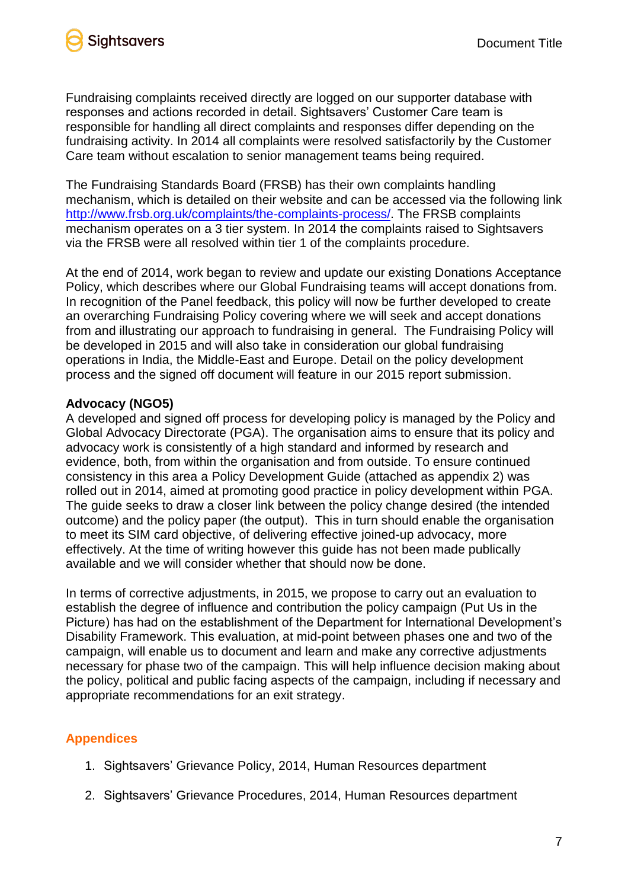Fundraising complaints received directly are logged on our supporter database with responses and actions recorded in detail. Sightsavers' Customer Care team is responsible for handling all direct complaints and responses differ depending on the fundraising activity. In 2014 all complaints were resolved satisfactorily by the Customer Care team without escalation to senior management teams being required.

The Fundraising Standards Board (FRSB) has their own complaints handling mechanism, which is detailed on their website and can be accessed via the following link [http://www.frsb.org.uk/complaints/the-complaints-process/](http://www.frsb.org.uk/complaints/the-complaints-process/). The FRSB complaints mechanism operates on a 3 tier system. In 2014 the complaints raised to Sightsavers via the FRSB were all resolved within tier 1 of the complaints procedure.

At the end of 2014, work began to review and update our existing Donations Acceptance Policy, which describes where our Global Fundraising teams will accept donations from. In recognition of the Panel feedback, this policy will now be further developed to create an overarching Fundraising Policy covering where we will seek and accept donations from and illustrating our approach to fundraising in general. The Fundraising Policy will be developed in 2015 and will also take in consideration our global fundraising operations in India, the Middle-East and Europe. Detail on the policy development process and the signed off document will feature in our 2015 report submission.

**Advocacy (NGO5)**

A developed and signed off process for developing policy is managed by the Policy and Global Advocacy Directorate (PGA). The organisation aims to ensure that its policy and advocacy work is consistently of a high standard and informed by research and evidence, both, from within the organisation and from outside. To ensure continued consistency in this area a Policy Development Guide (attached as appendix 2) was rolled out in 2014, aimed at promoting good practice in policy development within PGA. The guide seeks to draw a closer link between the policy change desired (the intended outcome) and the policy paper (the output). This in turn should enable the organisation to meet its SIM card objective, of delivering effective joined-up advocacy, more effectively. At the time of writing however this guide has not been made publically available and we will consider whether that should now be done.

In terms of corrective adjustments, in 2015, we propose to carry out an evaluation to establish the degree of influence and contribution the policy campaign (Put Us in the Picture) has had on the establishment of the Department for International Development's Disability Framework. This evaluation, at mid-point between phases one and two of the campaign, will enable us to document and learn and make any corrective adjustments necessary for phase two of the campaign. This will help influence decision making about the policy, political and public facing aspects of the campaign, including if necessary and appropriate recommendations for an exit strategy.

## Appendices

1. Sightsavers' Grievance Policy, 2014, Human Resources department
2. Sightsavers' Grievance Procedures, 2014, Human Resources department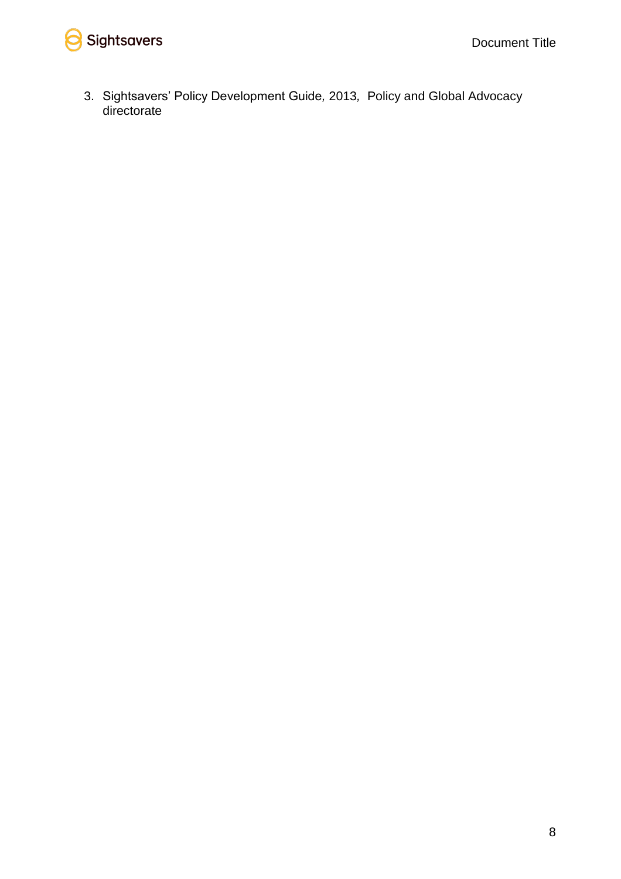3. Sightsavers' Policy Development Guide, 2013, Policy and Global Advocacy directorate